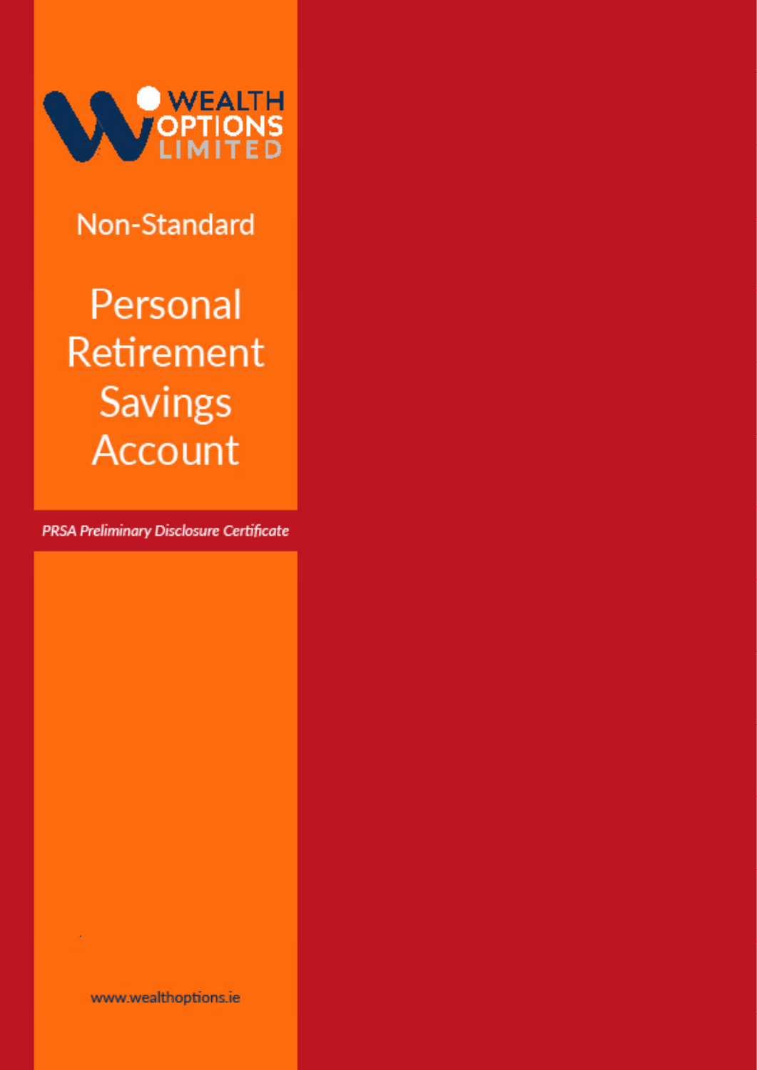WEALTH OPTIONS LIMITED

# Non-Standard

# Personal Retirement Savings Account

*PRSA Preliminary Disclosure Certificate*

www.wealthoptions.ie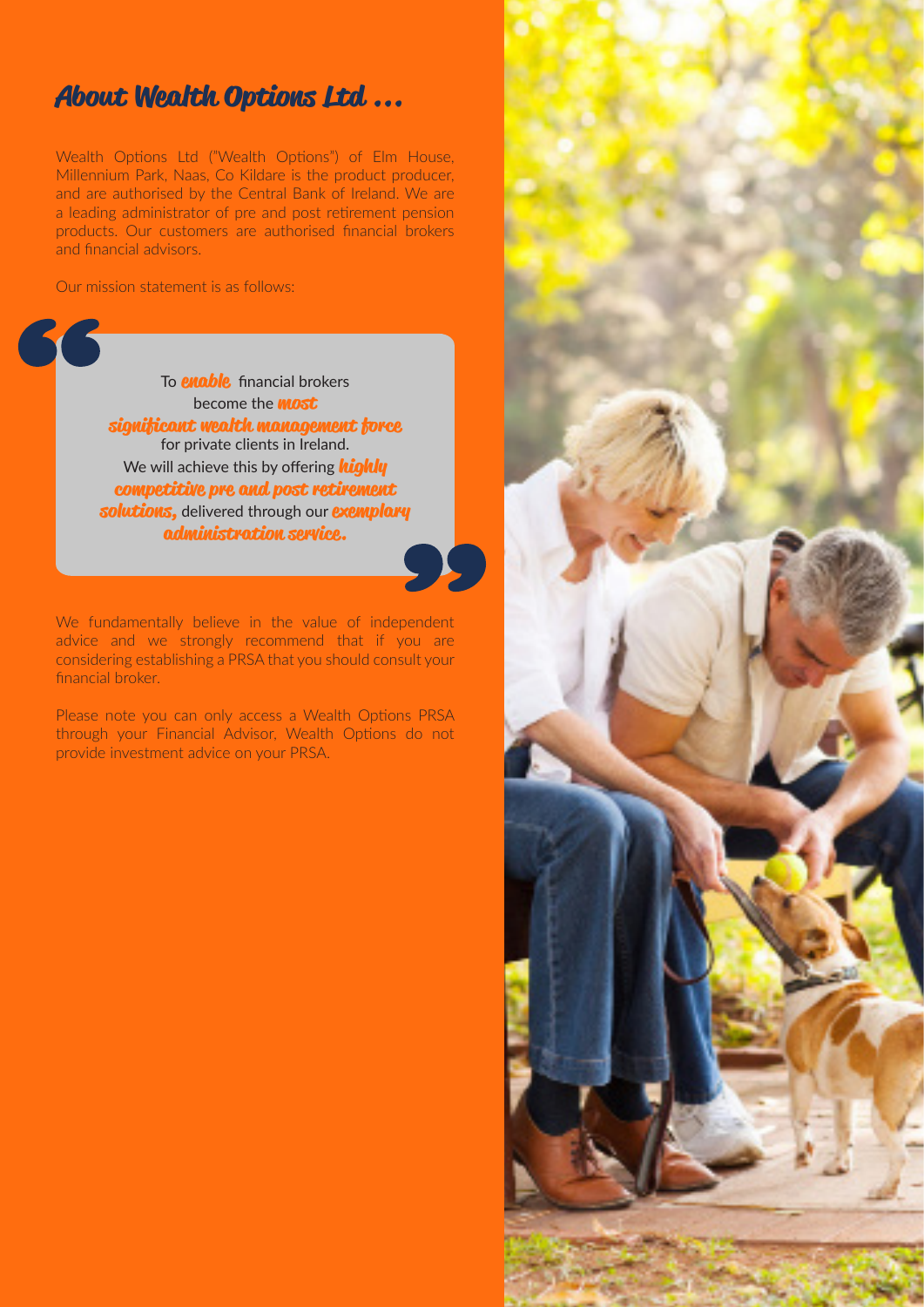# About Wealth Options Ltd ...

Wealth Options Ltd ("Wealth Options") of Elm House, Millennium Park, Naas, Co Kildare is the product producer, and are authorised by the Central Bank of Ireland. We are a leading administrator of pre and post retirement pension products. Our customers are authorised financial brokers and financial advisors.

Our mission statement is as follows:

> To ***enable*** financial brokers become the ***most significant wealth management force*** for private clients in Ireland.
> We will achieve this by offering ***highly competitive pre and post retirement solutions,*** delivered through our ***exemplary administration service.***

We fundamentally believe in the value of independent advice and we strongly recommend that if you are considering establishing a PRSA that you should consult your financial broker.

Please note you can only access a Wealth Options PRSA through your Financial Advisor, Wealth Options do not provide investment advice on your PRSA.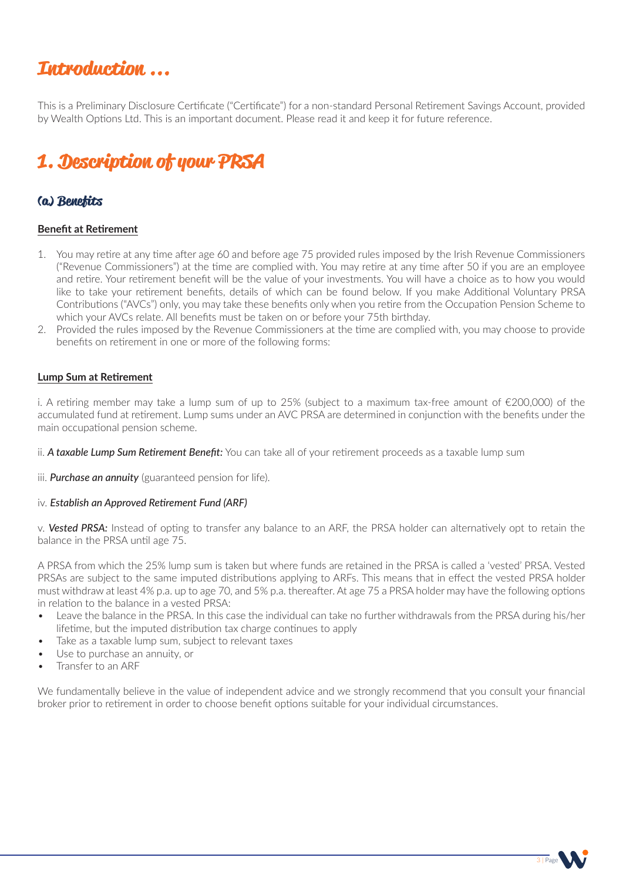# Introduction ...

This is a Preliminary Disclosure Certificate ("Certificate") for a non-standard Personal Retirement Savings Account, provided by Wealth Options Ltd. This is an important document. Please read it and keep it for future reference.

# 1. Description of your PRSA

## (a) Benefits

### Benefit at Retirement

1. You may retire at any time after age 60 and before age 75 provided rules imposed by the Irish Revenue Commissioners ("Revenue Commissioners") at the time are complied with. You may retire at any time after 50 if you are an employee and retire. Your retirement benefit will be the value of your investments. You will have a choice as to how you would like to take your retirement benefits, details of which can be found below. If you make Additional Voluntary PRSA Contributions ("AVCs") only, you may take these benefits only when you retire from the Occupation Pension Scheme to which your AVCs relate. All benefits must be taken on or before your 75th birthday.
2. Provided the rules imposed by the Revenue Commissioners at the time are complied with, you may choose to provide benefits on retirement in one or more of the following forms:

### Lump Sum at Retirement

i. A retiring member may take a lump sum of up to 25% (subject to a maximum tax-free amount of €200,000) of the accumulated fund at retirement. Lump sums under an AVC PRSA are determined in conjunction with the benefits under the main occupational pension scheme.

ii. ***A taxable Lump Sum Retirement Benefit:*** You can take all of your retirement proceeds as a taxable lump sum

iii. ***Purchase an annuity*** (guaranteed pension for life).

iv. ***Establish an Approved Retirement Fund (ARF)***

v. ***Vested PRSA:*** Instead of opting to transfer any balance to an ARF, the PRSA holder can alternatively opt to retain the balance in the PRSA until age 75.

A PRSA from which the 25% lump sum is taken but where funds are retained in the PRSA is called a 'vested' PRSA. Vested PRSAs are subject to the same imputed distributions applying to ARFs. This means that in effect the vested PRSA holder must withdraw at least 4% p.a. up to age 70, and 5% p.a. thereafter. At age 75 a PRSA holder may have the following options in relation to the balance in a vested PRSA:

- Leave the balance in the PRSA. In this case the individual can take no further withdrawals from the PRSA during his/her lifetime, but the imputed distribution tax charge continues to apply
- Take as a taxable lump sum, subject to relevant taxes
- Use to purchase an annuity, or
- Transfer to an ARF

We fundamentally believe in the value of independent advice and we strongly recommend that you consult your financial broker prior to retirement in order to choose benefit options suitable for your individual circumstances.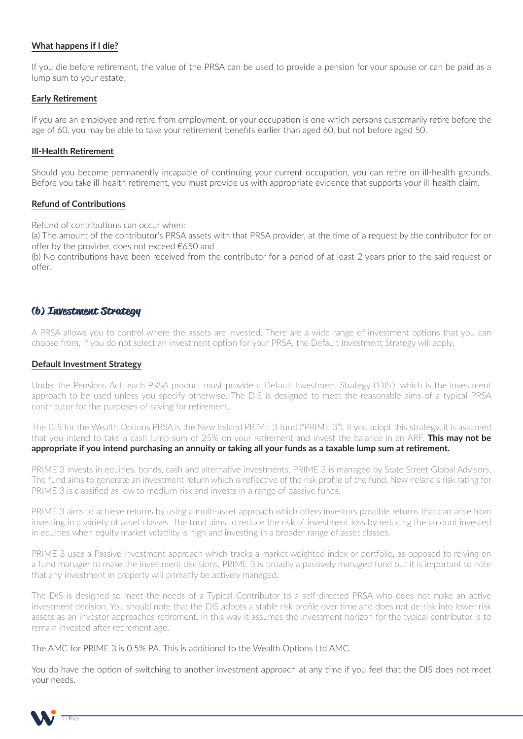**What happens if I die?**

If you die before retirement, the value of the PRSA can be used to provide a pension for your spouse or can be paid as a lump sum to your estate.

**Early Retirement**

If you are an employee and retire from employment, or your occupation is one which persons customarily retire before the age of 60, you may be able to take your retirement benefits earlier than aged 60, but not before aged 50.

**Ill-Health Retirement**

Should you become permanently incapable of continuing your current occupation, you can retire on ill-health grounds. Before you take ill-health retirement, you must provide us with appropriate evidence that supports your ill-health claim.

**Refund of Contributions**

Refund of contributions can occur when:
(a) The amount of the contributor's PRSA assets with that PRSA provider, at the time of a request by the contributor for or offer by the provider, does not exceed €650 and
(b) No contributions have been received from the contributor for a period of at least 2 years prior to the said request or offer.

## (b) Investment Strategy

A PRSA allows you to control where the assets are invested. There are a wide range of investment options that you can choose from. If you do not select an investment option for your PRSA, the Default Investment Strategy will apply.

**Default Investment Strategy**

Under the Pensions Act, each PRSA product must provide a Default Investment Strategy ('DIS'), which is the investment approach to be used unless you specify otherwise. The DIS is designed to meet the reasonable aims of a typical PRSA contributor for the purposes of saving for retirement.

The DIS for the Wealth Options PRSA is the New Ireland PRIME 3 fund ("PRIME 3"). If you adopt this strategy, it is assumed that you intend to take a cash lump sum of 25% on your retirement and invest the balance in an ARF. **This may not be appropriate if you intend purchasing an annuity or taking all your funds as a taxable lump sum at retirement.**

PRIME 3 invests in equities, bonds, cash and alternative investments. PRIME 3 is managed by State Street Global Advisors. The fund aims to generate an investment return which is reflective of the risk profile of the fund. New Ireland's risk rating for PRIME 3 is classified as low to medium risk and invests in a range of passive funds.

PRIME 3 aims to achieve returns by using a multi-asset approach which offers investors possible returns that can arise from investing in a variety of asset classes. The fund aims to reduce the risk of investment loss by reducing the amount invested in equities when equity market volatility is high and investing in a broader range of asset classes.

PRIME 3 uses a Passive investment approach which tracks a market weighted index or portfolio, as opposed to relying on a fund manager to make the investment decisions. PRIME 3 is broadly a passively managed fund but it is important to note that any investment in property will primarily be actively managed.

The DIS is designed to meet the needs of a Typical Contributor to a self-directed PRSA who does not make an active investment decision. You should note that the DIS adopts a stable risk profile over time and does not de-risk into lower risk assets as an investor approaches retirement. In this way it assumes the investment horizon for the typical contributor is to remain invested after retirement age.

The AMC for PRIME 3 is 0.5% PA. This is additional to the Wealth Options Ltd AMC.

You do have the option of switching to another investment approach at any time if you feel that the DIS does not meet your needs.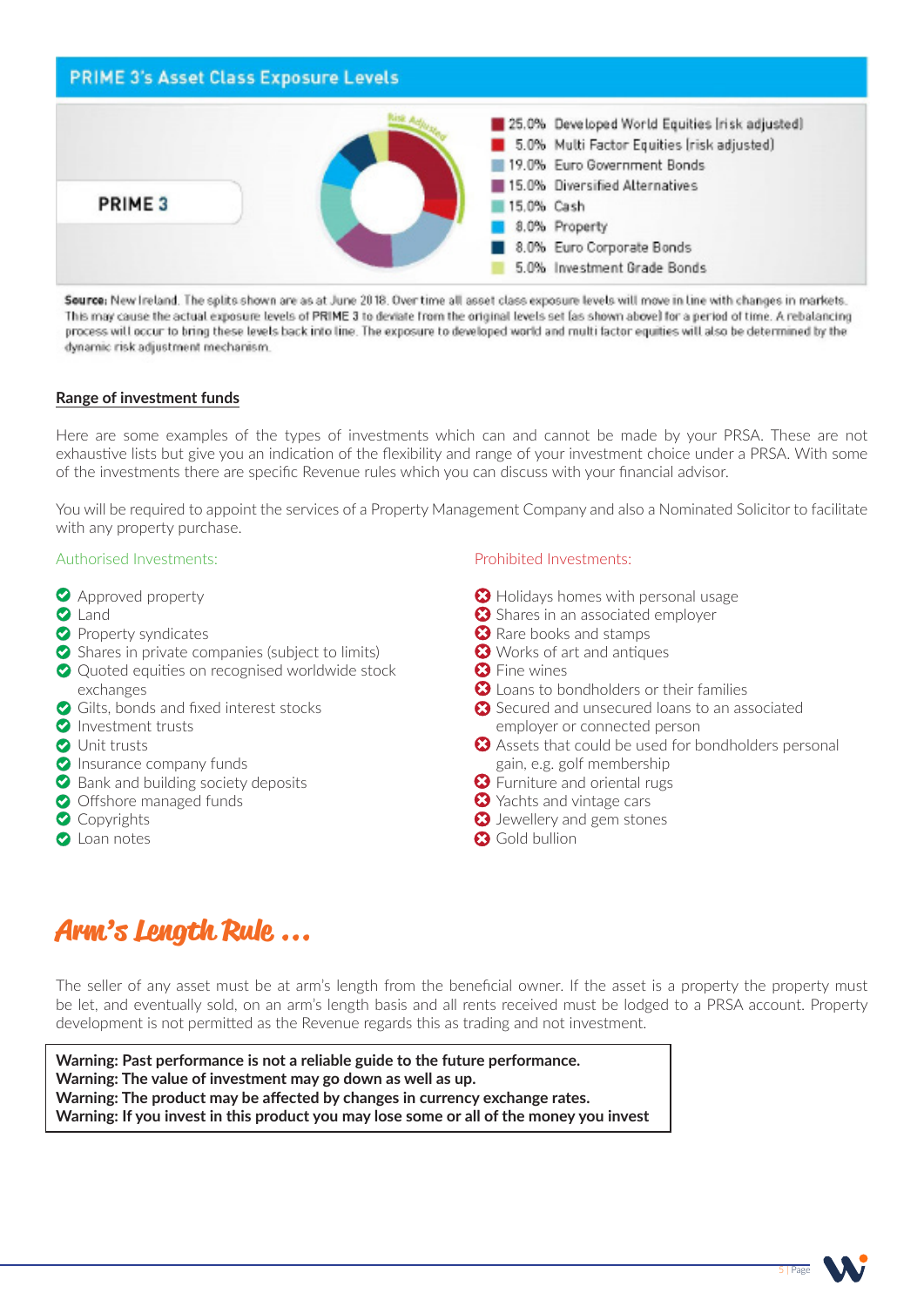## PRIME 3's Asset Class Exposure Levels

**PRIME 3**

| Allocation | Asset Class |
|---|---|
| 25.0% | Developed World Equities (risk adjusted) |
| 5.0% | Multi Factor Equities (risk adjusted) |
| 19.0% | Euro Government Bonds |
| 15.0% | Diversified Alternatives |
| 15.0% | Cash |
| 8.0% | Property |
| 8.0% | Euro Corporate Bonds |
| 5.0% | Investment Grade Bonds |

**Source:** New Ireland. The splits shown are as at June 2018. Over time all asset class exposure levels will move in line with changes in markets. This may cause the actual exposure levels of PRIME 3 to deviate from the original levels set (as shown above) for a period of time. A rebalancing process will occur to bring these levels back into line. The exposure to developed world and multi factor equities will also be determined by the dynamic risk adjustment mechanism.

## Range of investment funds

Here are some examples of the types of investments which can and cannot be made by your PRSA. These are not exhaustive lists but give you an indication of the flexibility and range of your investment choice under a PRSA. With some of the investments there are specific Revenue rules which you can discuss with your financial advisor.

You will be required to appoint the services of a Property Management Company and also a Nominated Solicitor to facilitate with any property purchase.

### Authorised Investments:

- Approved property
- Land
- Property syndicates
- Shares in private companies (subject to limits)
- Quoted equities on recognised worldwide stock exchanges
- Gilts, bonds and fixed interest stocks
- Investment trusts
- Unit trusts
- Insurance company funds
- Bank and building society deposits
- Offshore managed funds
- Copyrights
- Loan notes

### Prohibited Investments:

- Holidays homes with personal usage
- Shares in an associated employer
- Rare books and stamps
- Works of art and antiques
- Fine wines
- Loans to bondholders or their families
- Secured and unsecured loans to an associated employer or connected person
- Assets that could be used for bondholders personal gain, e.g. golf membership
- Furniture and oriental rugs
- Yachts and vintage cars
- Jewellery and gem stones
- Gold bullion

## Arm's Length Rule ...

The seller of any asset must be at arm's length from the beneficial owner. If the asset is a property the property must be let, and eventually sold, on an arm's length basis and all rents received must be lodged to a PRSA account. Property development is not permitted as the Revenue regards this as trading and not investment.

**Warning: Past performance is not a reliable guide to the future performance.**
**Warning: The value of investment may go down as well as up.**
**Warning: The product may be affected by changes in currency exchange rates.**
**Warning: If you invest in this product you may lose some or all of the money you invest**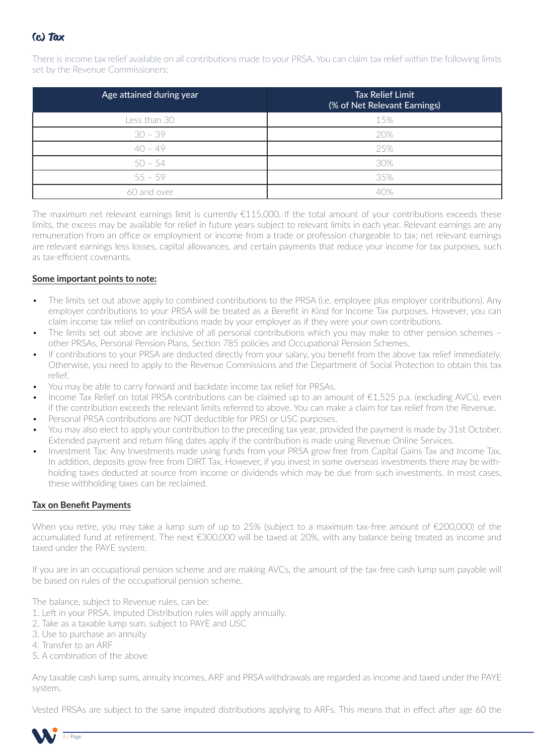### (c) Tax

There is income tax relief available on all contributions made to your PRSA. You can claim tax relief within the following limits set by the Revenue Commissioners:

| Age attained during year | Tax Relief Limit (% of Net Relevant Earnings) |
|---|---|
| Less than 30 | 15% |
| 30 – 39 | 20% |
| 40 – 49 | 25% |
| 50 – 54 | 30% |
| 55 – 59 | 35% |
| 60 and over | 40% |

The maximum net relevant earnings limit is currently €115,000. If the total amount of your contributions exceeds these limits, the excess may be available for relief in future years subject to relevant limits in each year. Relevant earnings are any remuneration from an office or employment or income from a trade or profession chargeable to tax; net relevant earnings are relevant earnings less losses, capital allowances, and certain payments that reduce your income for tax purposes, such as tax-efficient covenants.

**Some important points to note:**

- The limits set out above apply to combined contributions to the PRSA (i.e. employee plus employer contributions). Any employer contributions to your PRSA will be treated as a Benefit in Kind for Income Tax purposes. However, you can claim income tax relief on contributions made by your employer as if they were your own contributions.
- The limits set out above are inclusive of all personal contributions which you may make to other pension schemes – other PRSAs, Personal Pension Plans, Section 785 policies and Occupational Pension Schemes.
- If contributions to your PRSA are deducted directly from your salary, you benefit from the above tax relief immediately. Otherwise, you need to apply to the Revenue Commissions and the Department of Social Protection to obtain this tax relief.
- You may be able to carry forward and backdate income tax relief for PRSAs.
- Income Tax Relief on total PRSA contributions can be claimed up to an amount of €1,525 p.a. (excluding AVCs), even if the contribution exceeds the relevant limits referred to above. You can make a claim for tax relief from the Revenue.
- Personal PRSA contributions are NOT deductible for PRSI or USC purposes.
- You may also elect to apply your contribution to the preceding tax year, provided the payment is made by 31st October. Extended payment and return filing dates apply if the contribution is made using Revenue Online Services.
- Investment Tax: Any Investments made using funds from your PRSA grow free from Capital Gains Tax and Income Tax. In addition, deposits grow free from DIRT Tax. However, if you invest in some overseas investments there may be with-holding taxes deducted at source from income or dividends which may be due from such investments. In most cases, these withholding taxes can be reclaimed.

**Tax on Benefit Payments**

When you retire, you may take a lump sum of up to 25% (subject to a maximum tax-free amount of €200,000) of the accumulated fund at retirement. The next €300,000 will be taxed at 20%, with any balance being treated as income and taxed under the PAYE system.

If you are in an occupational pension scheme and are making AVCs, the amount of the tax-free cash lump sum payable will be based on rules of the occupational pension scheme.

The balance, subject to Revenue rules, can be:

1. Left in your PRSA. Imputed Distribution rules will apply annually.
2. Take as a taxable lump sum, subject to PAYE and USC
3. Use to purchase an annuity
4. Transfer to an ARF
5. A combination of the above

Any taxable cash lump sums, annuity incomes, ARF and PRSA withdrawals are regarded as income and taxed under the PAYE system.

Vested PRSAs are subject to the same imputed distributions applying to ARFs. This means that in effect after age 60 the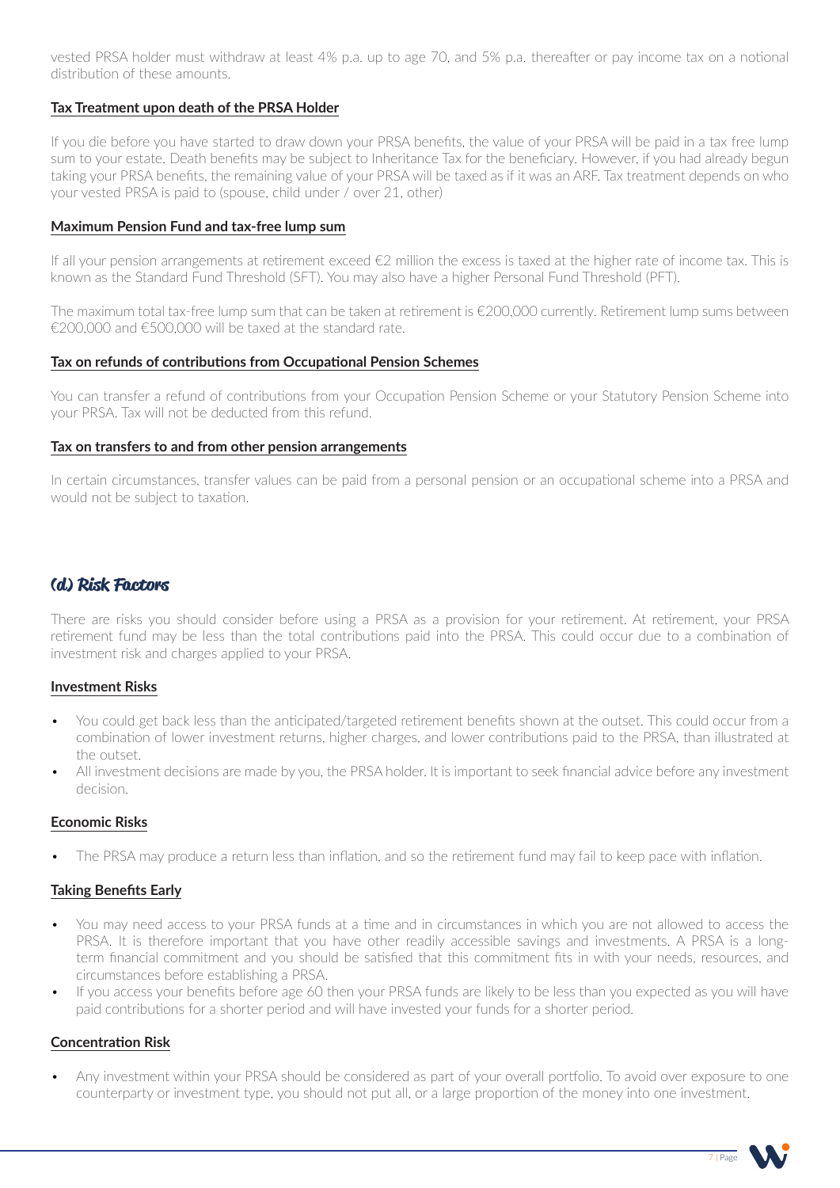vested PRSA holder must withdraw at least 4% p.a. up to age 70, and 5% p.a. thereafter or pay income tax on a notional distribution of these amounts.

**Tax Treatment upon death of the PRSA Holder**

If you die before you have started to draw down your PRSA benefits, the value of your PRSA will be paid in a tax free lump sum to your estate. Death benefits may be subject to Inheritance Tax for the beneficiary. However, if you had already begun taking your PRSA benefits, the remaining value of your PRSA will be taxed as if it was an ARF. Tax treatment depends on who your vested PRSA is paid to (spouse, child under / over 21, other)

**Maximum Pension Fund and tax-free lump sum**

If all your pension arrangements at retirement exceed €2 million the excess is taxed at the higher rate of income tax. This is known as the Standard Fund Threshold (SFT). You may also have a higher Personal Fund Threshold (PFT).

The maximum total tax-free lump sum that can be taken at retirement is €200,000 currently. Retirement lump sums between €200,000 and €500,000 will be taxed at the standard rate.

**Tax on refunds of contributions from Occupational Pension Schemes**

You can transfer a refund of contributions from your Occupation Pension Scheme or your Statutory Pension Scheme into your PRSA. Tax will not be deducted from this refund.

**Tax on transfers to and from other pension arrangements**

In certain circumstances, transfer values can be paid from a personal pension or an occupational scheme into a PRSA and would not be subject to taxation.

## (d) Risk Factors

There are risks you should consider before using a PRSA as a provision for your retirement. At retirement, your PRSA retirement fund may be less than the total contributions paid into the PRSA. This could occur due to a combination of investment risk and charges applied to your PRSA.

**Investment Risks**

- You could get back less than the anticipated/targeted retirement benefits shown at the outset. This could occur from a combination of lower investment returns, higher charges, and lower contributions paid to the PRSA, than illustrated at the outset.
- All investment decisions are made by you, the PRSA holder. It is important to seek financial advice before any investment decision.

**Economic Risks**

- The PRSA may produce a return less than inflation, and so the retirement fund may fail to keep pace with inflation.

**Taking Benefits Early**

- You may need access to your PRSA funds at a time and in circumstances in which you are not allowed to access the PRSA. It is therefore important that you have other readily accessible savings and investments. A PRSA is a long-term financial commitment and you should be satisfied that this commitment fits in with your needs, resources, and circumstances before establishing a PRSA.
- If you access your benefits before age 60 then your PRSA funds are likely to be less than you expected as you will have paid contributions for a shorter period and will have invested your funds for a shorter period.

**Concentration Risk**

- Any investment within your PRSA should be considered as part of your overall portfolio. To avoid over exposure to one counterparty or investment type, you should not put all, or a large proportion of the money into one investment.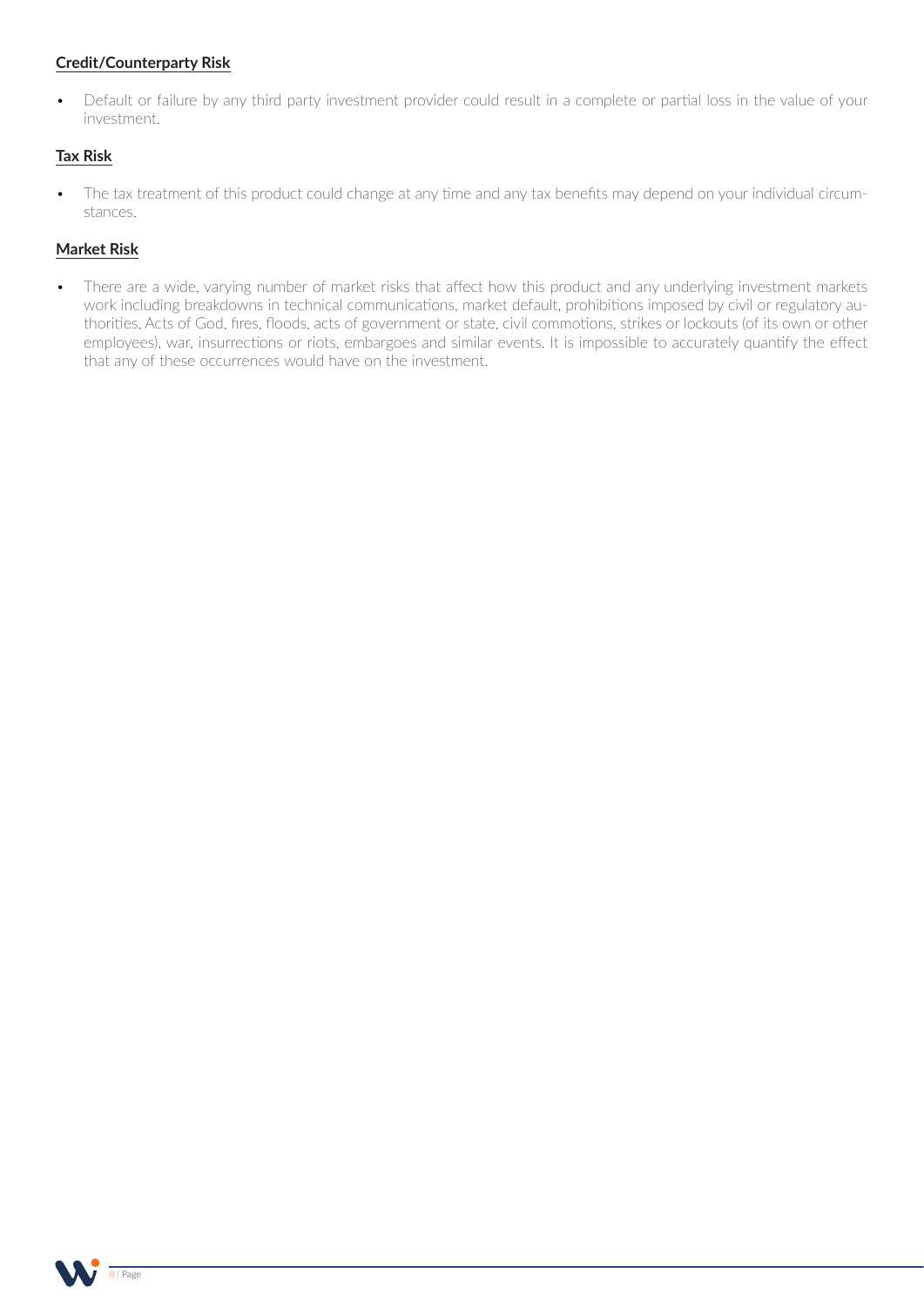**Credit/Counterparty Risk**

- Default or failure by any third party investment provider could result in a complete or partial loss in the value of your investment.

**Tax Risk**

- The tax treatment of this product could change at any time and any tax benefits may depend on your individual circumstances.

**Market Risk**

- There are a wide, varying number of market risks that affect how this product and any underlying investment markets work including breakdowns in technical communications, market default, prohibitions imposed by civil or regulatory authorities, Acts of God, fires, floods, acts of government or state, civil commotions, strikes or lockouts (of its own or other employees), war, insurrections or riots, embargoes and similar events. It is impossible to accurately quantify the effect that any of these occurrences would have on the investment.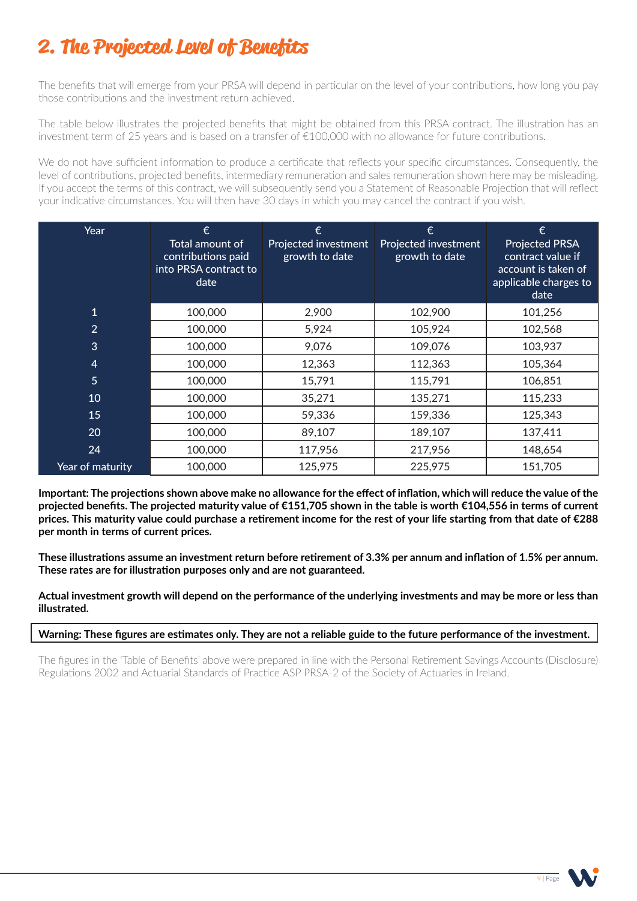## 2. The Projected Level of Benefits

The benefits that will emerge from your PRSA will depend in particular on the level of your contributions, how long you pay those contributions and the investment return achieved.

The table below illustrates the projected benefits that might be obtained from this PRSA contract. The illustration has an investment term of 25 years and is based on a transfer of €100,000 with no allowance for future contributions.

We do not have sufficient information to produce a certificate that reflects your specific circumstances. Consequently, the level of contributions, projected benefits, intermediary remuneration and sales remuneration shown here may be misleading. If you accept the terms of this contract, we will subsequently send you a Statement of Reasonable Projection that will reflect your indicative circumstances. You will then have 30 days in which you may cancel the contract if you wish.

| Year | € Total amount of contributions paid into PRSA contract to date | € Projected investment growth to date | € Projected investment growth to date | € Projected PRSA contract value if account is taken of applicable charges to date |
|---|---|---|---|---|
| 1 | 100,000 | 2,900 | 102,900 | 101,256 |
| 2 | 100,000 | 5,924 | 105,924 | 102,568 |
| 3 | 100,000 | 9,076 | 109,076 | 103,937 |
| 4 | 100,000 | 12,363 | 112,363 | 105,364 |
| 5 | 100,000 | 15,791 | 115,791 | 106,851 |
| 10 | 100,000 | 35,271 | 135,271 | 115,233 |
| 15 | 100,000 | 59,336 | 159,336 | 125,343 |
| 20 | 100,000 | 89,107 | 189,107 | 137,411 |
| 24 | 100,000 | 117,956 | 217,956 | 148,654 |
| Year of maturity | 100,000 | 125,975 | 225,975 | 151,705 |

**Important: The projections shown above make no allowance for the effect of inflation, which will reduce the value of the projected benefits. The projected maturity value of €151,705 shown in the table is worth €104,556 in terms of current prices. This maturity value could purchase a retirement income for the rest of your life starting from that date of €288 per month in terms of current prices.**

**These illustrations assume an investment return before retirement of 3.3% per annum and inflation of 1.5% per annum. These rates are for illustration purposes only and are not guaranteed.**

**Actual investment growth will depend on the performance of the underlying investments and may be more or less than illustrated.**

**Warning: These figures are estimates only. They are not a reliable guide to the future performance of the investment.**

The figures in the 'Table of Benefits' above were prepared in line with the Personal Retirement Savings Accounts (Disclosure) Regulations 2002 and Actuarial Standards of Practice ASP PRSA-2 of the Society of Actuaries in Ireland.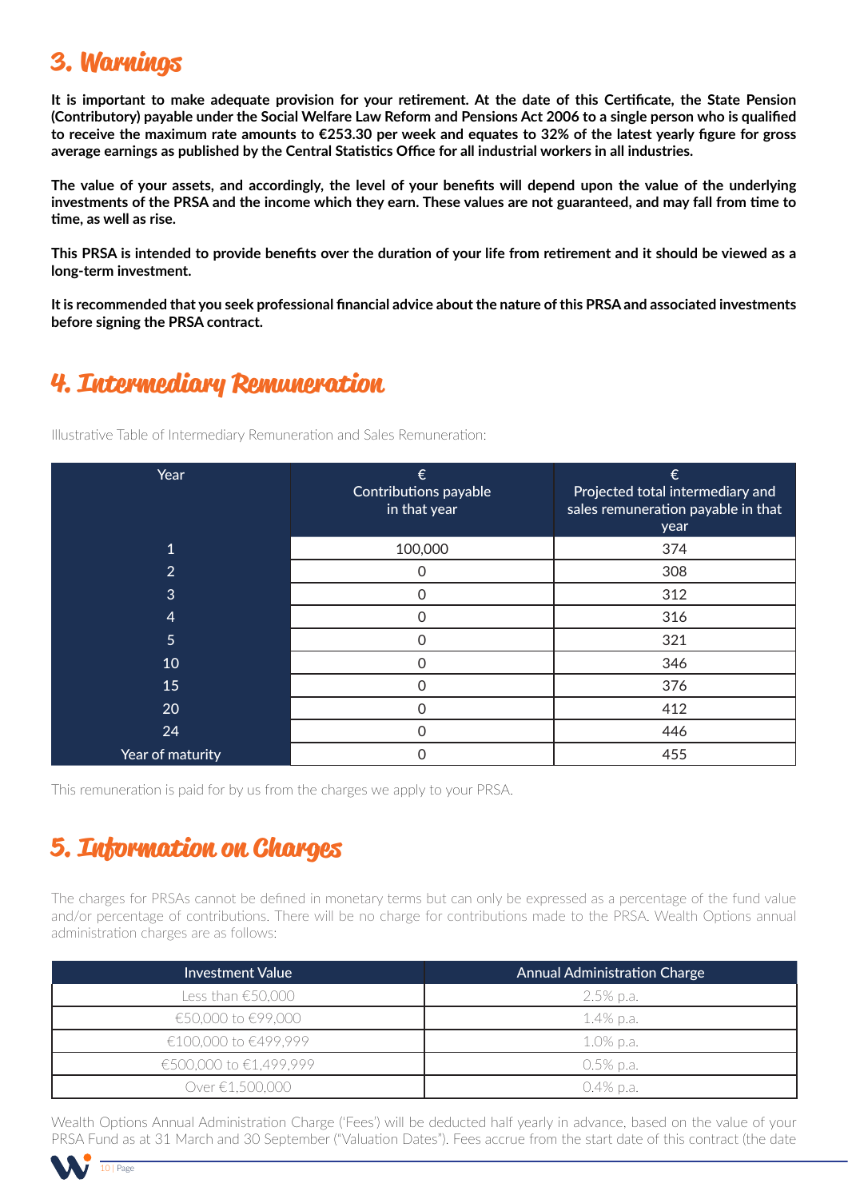## 3. Warnings

**It is important to make adequate provision for your retirement. At the date of this Certificate, the State Pension (Contributory) payable under the Social Welfare Law Reform and Pensions Act 2006 to a single person who is qualified to receive the maximum rate amounts to €253.30 per week and equates to 32% of the latest yearly figure for gross average earnings as published by the Central Statistics Office for all industrial workers in all industries.**

**The value of your assets, and accordingly, the level of your benefits will depend upon the value of the underlying investments of the PRSA and the income which they earn. These values are not guaranteed, and may fall from time to time, as well as rise.**

**This PRSA is intended to provide benefits over the duration of your life from retirement and it should be viewed as a long-term investment.**

**It is recommended that you seek professional financial advice about the nature of this PRSA and associated investments before signing the PRSA contract.**

## 4. Intermediary Remuneration

Illustrative Table of Intermediary Remuneration and Sales Remuneration:

| Year | € Contributions payable in that year | € Projected total intermediary and sales remuneration payable in that year |
|---|---|---|
| 1 | 100,000 | 374 |
| 2 | 0 | 308 |
| 3 | 0 | 312 |
| 4 | 0 | 316 |
| 5 | 0 | 321 |
| 10 | 0 | 346 |
| 15 | 0 | 376 |
| 20 | 0 | 412 |
| 24 | 0 | 446 |
| Year of maturity | 0 | 455 |

This remuneration is paid for by us from the charges we apply to your PRSA.

## 5. Information on Charges

The charges for PRSAs cannot be defined in monetary terms but can only be expressed as a percentage of the fund value and/or percentage of contributions. There will be no charge for contributions made to the PRSA. Wealth Options annual administration charges are as follows:

| Investment Value | Annual Administration Charge |
|---|---|
| Less than €50,000 | 2.5% p.a. |
| €50,000 to €99,000 | 1.4% p.a. |
| €100,000 to €499,999 | 1.0% p.a. |
| €500,000 to €1,499,999 | 0.5% p.a. |
| Over €1,500,000 | 0.4% p.a. |

Wealth Options Annual Administration Charge ('Fees') will be deducted half yearly in advance, based on the value of your PRSA Fund as at 31 March and 30 September ("Valuation Dates"). Fees accrue from the start date of this contract (the date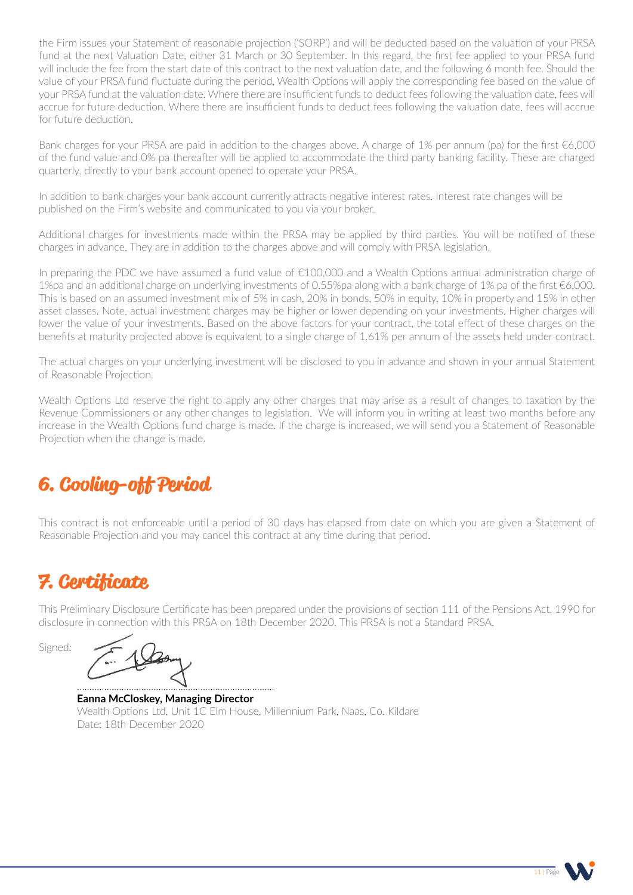the Firm issues your Statement of reasonable projection ('SORP') and will be deducted based on the valuation of your PRSA fund at the next Valuation Date, either 31 March or 30 September. In this regard, the first fee applied to your PRSA fund will include the fee from the start date of this contract to the next valuation date, and the following 6 month fee. Should the value of your PRSA fund fluctuate during the period, Wealth Options will apply the corresponding fee based on the value of your PRSA fund at the valuation date. Where there are insufficient funds to deduct fees following the valuation date, fees will accrue for future deduction. Where there are insufficient funds to deduct fees following the valuation date, fees will accrue for future deduction.

Bank charges for your PRSA are paid in addition to the charges above. A charge of 1% per annum (pa) for the first €6,000 of the fund value and 0% pa thereafter will be applied to accommodate the third party banking facility. These are charged quarterly, directly to your bank account opened to operate your PRSA.

In addition to bank charges your bank account currently attracts negative interest rates. Interest rate changes will be published on the Firm's website and communicated to you via your broker.

Additional charges for investments made within the PRSA may be applied by third parties. You will be notified of these charges in advance. They are in addition to the charges above and will comply with PRSA legislation.

In preparing the PDC we have assumed a fund value of €100,000 and a Wealth Options annual administration charge of 1%pa and an additional charge on underlying investments of 0.55%pa along with a bank charge of 1% pa of the first €6,000. This is based on an assumed investment mix of 5% in cash, 20% in bonds, 50% in equity, 10% in property and 15% in other asset classes. Note, actual investment charges may be higher or lower depending on your investments. Higher charges will lower the value of your investments. Based on the above factors for your contract, the total effect of these charges on the benefits at maturity projected above is equivalent to a single charge of 1.61% per annum of the assets held under contract.

The actual charges on your underlying investment will be disclosed to you in advance and shown in your annual Statement of Reasonable Projection.

Wealth Options Ltd reserve the right to apply any other charges that may arise as a result of changes to taxation by the Revenue Commissioners or any other changes to legislation. We will inform you in writing at least two months before any increase in the Wealth Options fund charge is made. If the charge is increased, we will send you a Statement of Reasonable Projection when the change is made.

## 6. Cooling-off Period

This contract is not enforceable until a period of 30 days has elapsed from date on which you are given a Statement of Reasonable Projection and you may cancel this contract at any time during that period.

## 7. Certificate

This Preliminary Disclosure Certificate has been prepared under the provisions of section 111 of the Pensions Act, 1990 for disclosure in connection with this PRSA on 18th December 2020. This PRSA is not a Standard PRSA.

Signed:

**Eanna McCloskey, Managing Director**
Wealth Options Ltd, Unit 1C Elm House, Millennium Park, Naas, Co. Kildare
Date: 18th December 2020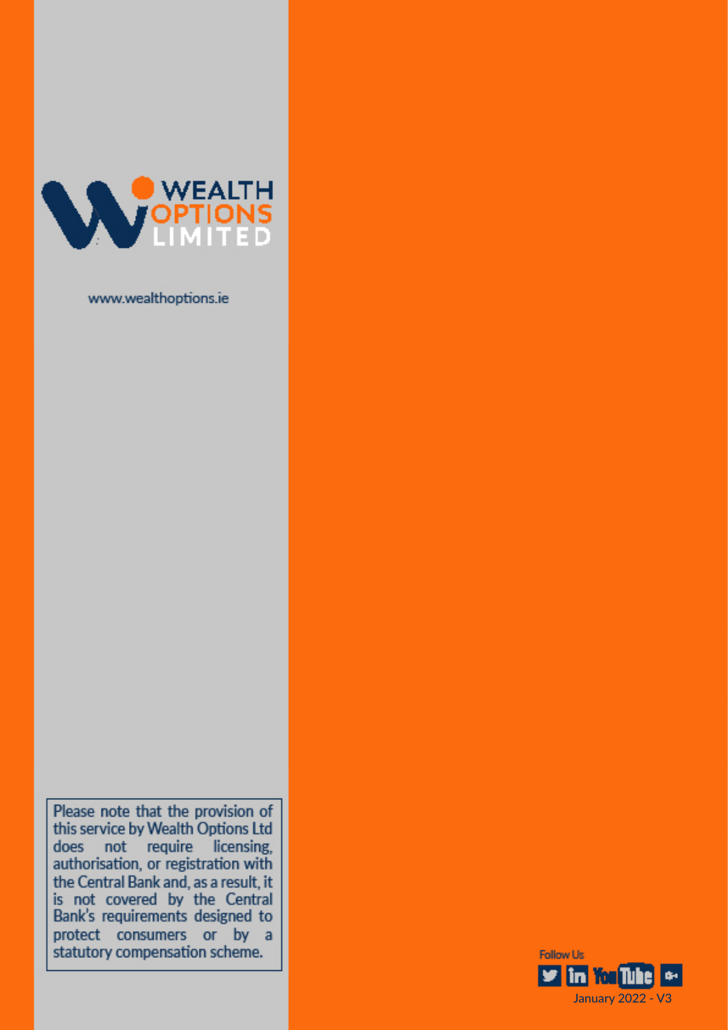WEALTH OPTIONS LIMITED

www.wealthoptions.ie

Please note that the provision of this service by Wealth Options Ltd does not require licensing, authorisation, or registration with the Central Bank and, as a result, it is not covered by the Central Bank's requirements designed to protect consumers or by a statutory compensation scheme.

Follow Us

January 2022 - V3